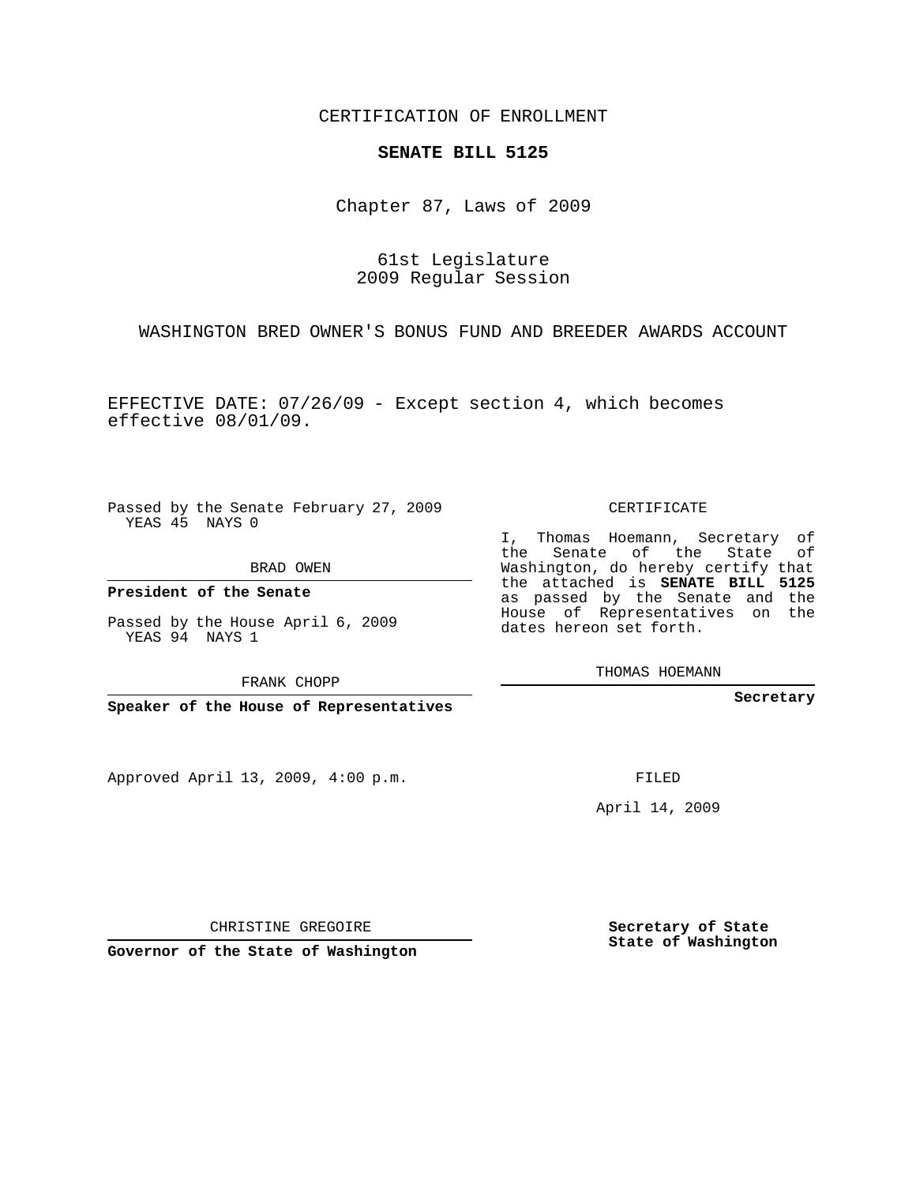CERTIFICATION OF ENROLLMENT

# SENATE BILL 5125

Chapter 87, Laws of 2009

61st Legislature
2009 Regular Session

WASHINGTON BRED OWNER'S BONUS FUND AND BREEDER AWARDS ACCOUNT

EFFECTIVE DATE: 07/26/09 - Except section 4, which becomes effective 08/01/09.

Passed by the Senate February 27, 2009
YEAS 45 NAYS 0

BRAD OWEN

**President of the Senate**

Passed by the House April 6, 2009
YEAS 94 NAYS 1

FRANK CHOPP

**Speaker of the House of Representatives**

Approved April 13, 2009, 4:00 p.m.

CHRISTINE GREGOIRE

**Governor of the State of Washington**

CERTIFICATE

I, Thomas Hoemann, Secretary of the Senate of the State of Washington, do hereby certify that the attached is **SENATE BILL 5125** as passed by the Senate and the House of Representatives on the dates hereon set forth.

THOMAS HOEMANN

**Secretary**

FILED

April 14, 2009

**Secretary of State**
**State of Washington**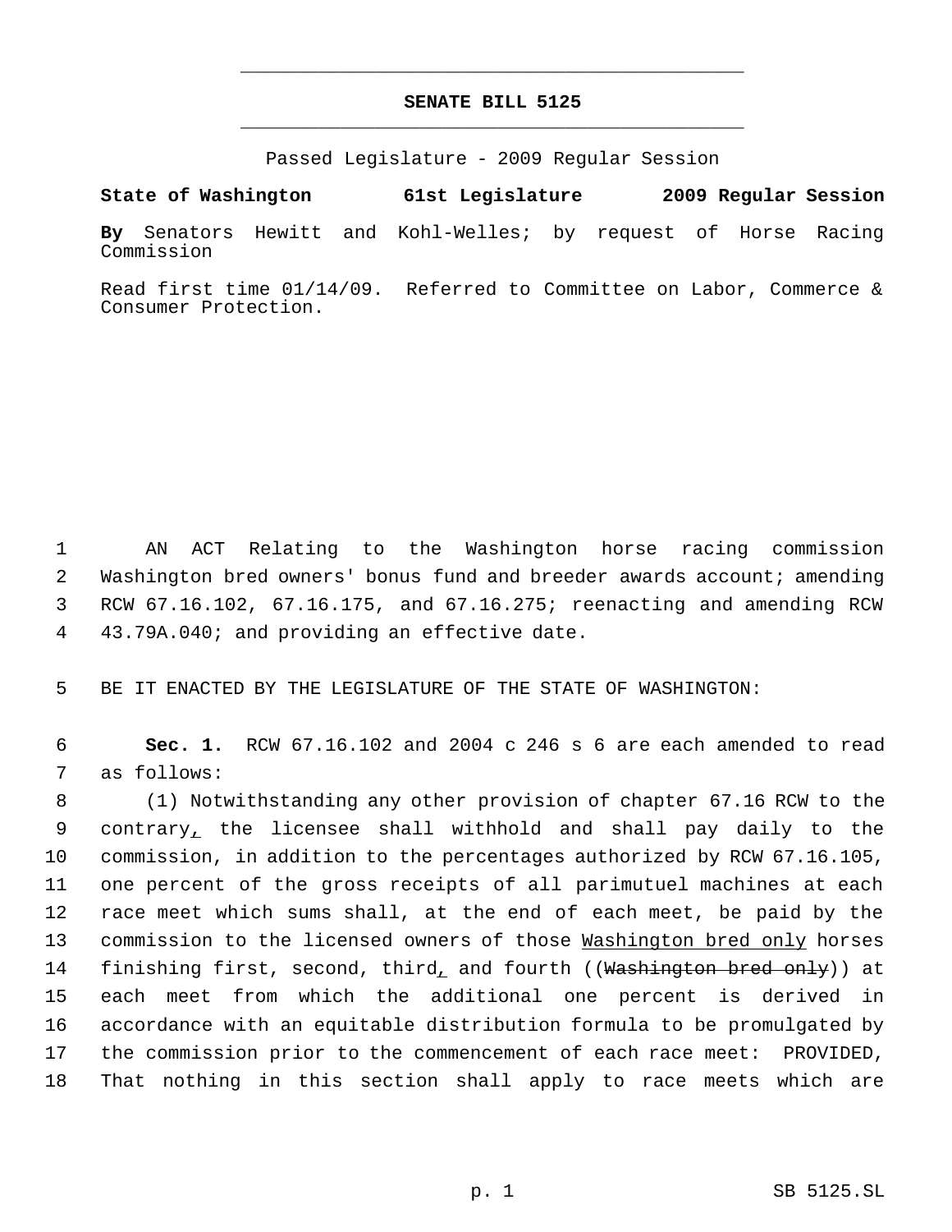# SENATE BILL 5125

Passed Legislature - 2009 Regular Session

**State of Washington 61st Legislature 2009 Regular Session**

**By** Senators Hewitt and Kohl-Welles; by request of Horse Racing Commission

Read first time 01/14/09. Referred to Committee on Labor, Commerce & Consumer Protection.

1 AN ACT Relating to the Washington horse racing commission
2 Washington bred owners' bonus fund and breeder awards account; amending
3 RCW 67.16.102, 67.16.175, and 67.16.275; reenacting and amending RCW
4 43.79A.040; and providing an effective date.

5 BE IT ENACTED BY THE LEGISLATURE OF THE STATE OF WASHINGTON:

6 **Sec. 1.** RCW 67.16.102 and 2004 c 246 s 6 are each amended to read
7 as follows:

8 (1) Notwithstanding any other provision of chapter 67.16 RCW to the
9 contrary<u>,</u> the licensee shall withhold and shall pay daily to the
10 commission, in addition to the percentages authorized by RCW 67.16.105,
11 one percent of the gross receipts of all parimutuel machines at each
12 race meet which sums shall, at the end of each meet, be paid by the
13 commission to the licensed owners of those <u>Washington bred only</u> horses
14 finishing first, second, third<u>,</u> and fourth ((~~Washington bred only~~)) at
15 each meet from which the additional one percent is derived in
16 accordance with an equitable distribution formula to be promulgated by
17 the commission prior to the commencement of each race meet: PROVIDED,
18 That nothing in this section shall apply to race meets which are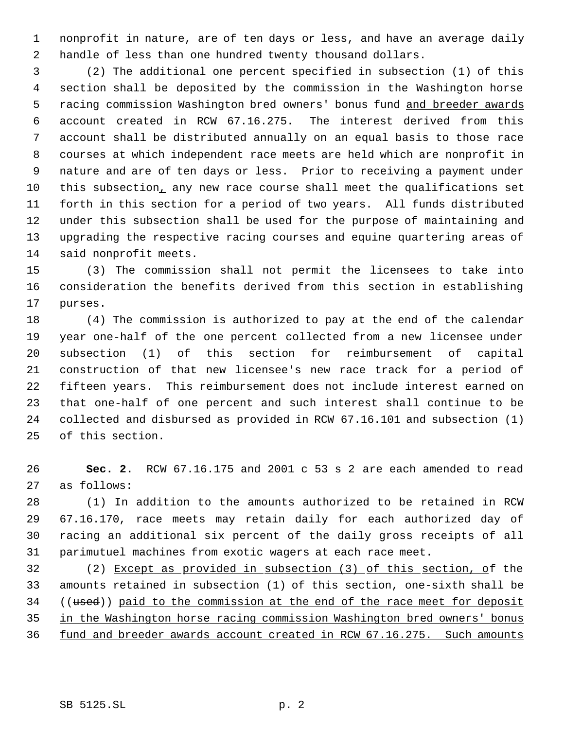nonprofit in nature, are of ten days or less, and have an average daily handle of less than one hundred twenty thousand dollars.

(2) The additional one percent specified in subsection (1) of this section shall be deposited by the commission in the Washington horse racing commission Washington bred owners' bonus fund <u>and breeder awards</u> account created in RCW 67.16.275. The interest derived from this account shall be distributed annually on an equal basis to those race courses at which independent race meets are held which are nonprofit in nature and are of ten days or less. Prior to receiving a payment under this subsection<u>,</u> any new race course shall meet the qualifications set forth in this section for a period of two years. All funds distributed under this subsection shall be used for the purpose of maintaining and upgrading the respective racing courses and equine quartering areas of said nonprofit meets.

(3) The commission shall not permit the licensees to take into consideration the benefits derived from this section in establishing purses.

(4) The commission is authorized to pay at the end of the calendar year one-half of the one percent collected from a new licensee under subsection (1) of this section for reimbursement of capital construction of that new licensee's new race track for a period of fifteen years. This reimbursement does not include interest earned on that one-half of one percent and such interest shall continue to be collected and disbursed as provided in RCW 67.16.101 and subsection (1) of this section.

**Sec. 2.** RCW 67.16.175 and 2001 c 53 s 2 are each amended to read as follows:

(1) In addition to the amounts authorized to be retained in RCW 67.16.170, race meets may retain daily for each authorized day of racing an additional six percent of the daily gross receipts of all parimutuel machines from exotic wagers at each race meet.

(2) <u>Except as provided in subsection (3) of this section, o</u>f the amounts retained in subsection (1) of this section, one-sixth shall be ((~~used~~)) <u>paid to the commission at the end of the race meet for deposit in the Washington horse racing commission Washington bred owners' bonus fund and breeder awards account created in RCW 67.16.275. Such amounts</u>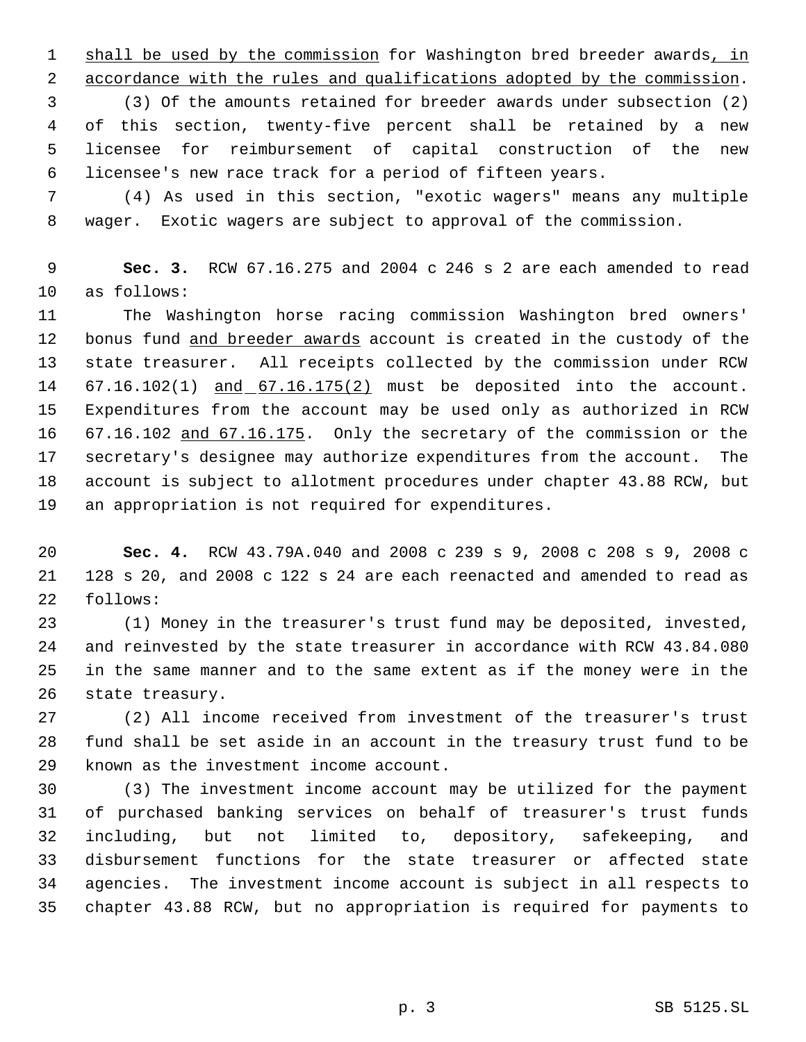shall be used by the commission for Washington bred breeder awards, in accordance with the rules and qualifications adopted by the commission.

(3) Of the amounts retained for breeder awards under subsection (2) of this section, twenty-five percent shall be retained by a new licensee for reimbursement of capital construction of the new licensee's new race track for a period of fifteen years.

(4) As used in this section, "exotic wagers" means any multiple wager. Exotic wagers are subject to approval of the commission.

**Sec. 3.** RCW 67.16.275 and 2004 c 246 s 2 are each amended to read as follows:

The Washington horse racing commission Washington bred owners' bonus fund and breeder awards account is created in the custody of the state treasurer. All receipts collected by the commission under RCW 67.16.102(1) and 67.16.175(2) must be deposited into the account. Expenditures from the account may be used only as authorized in RCW 67.16.102 and 67.16.175. Only the secretary of the commission or the secretary's designee may authorize expenditures from the account. The account is subject to allotment procedures under chapter 43.88 RCW, but an appropriation is not required for expenditures.

**Sec. 4.** RCW 43.79A.040 and 2008 c 239 s 9, 2008 c 208 s 9, 2008 c 128 s 20, and 2008 c 122 s 24 are each reenacted and amended to read as follows:

(1) Money in the treasurer's trust fund may be deposited, invested, and reinvested by the state treasurer in accordance with RCW 43.84.080 in the same manner and to the same extent as if the money were in the state treasury.

(2) All income received from investment of the treasurer's trust fund shall be set aside in an account in the treasury trust fund to be known as the investment income account.

(3) The investment income account may be utilized for the payment of purchased banking services on behalf of treasurer's trust funds including, but not limited to, depository, safekeeping, and disbursement functions for the state treasurer or affected state agencies. The investment income account is subject in all respects to chapter 43.88 RCW, but no appropriation is required for payments to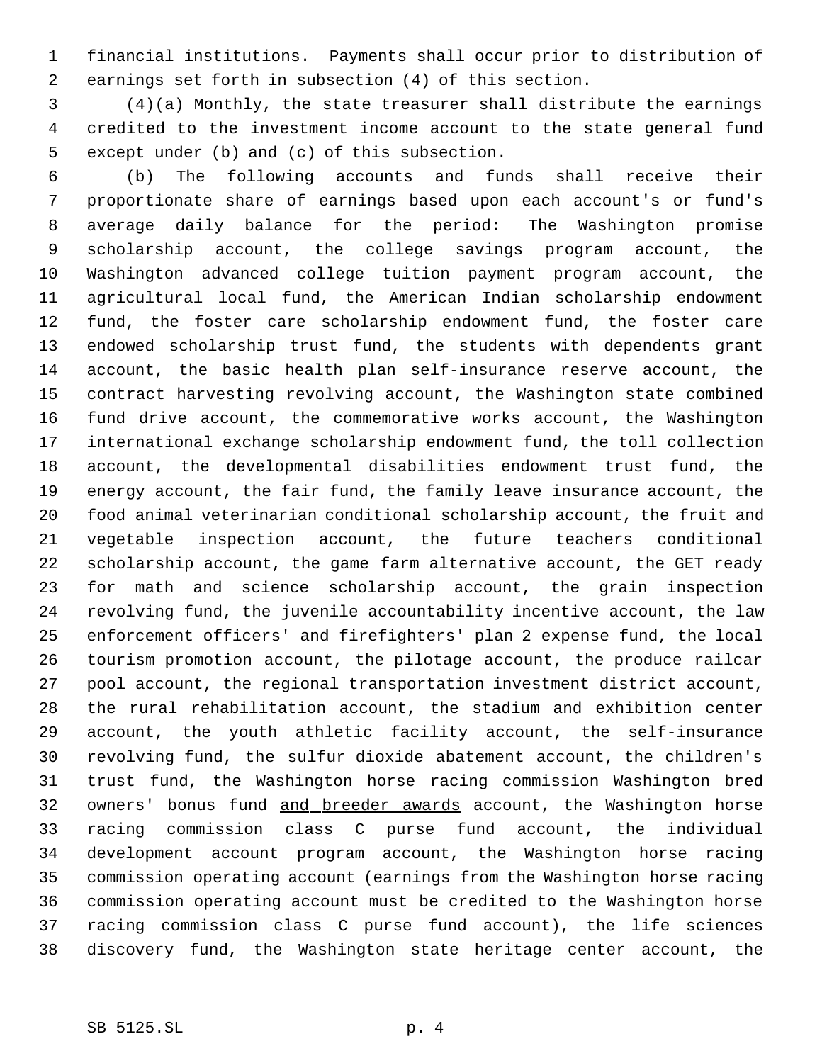financial institutions. Payments shall occur prior to distribution of earnings set forth in subsection (4) of this section.

(4)(a) Monthly, the state treasurer shall distribute the earnings credited to the investment income account to the state general fund except under (b) and (c) of this subsection.

(b) The following accounts and funds shall receive their proportionate share of earnings based upon each account's or fund's average daily balance for the period: The Washington promise scholarship account, the college savings program account, the Washington advanced college tuition payment program account, the agricultural local fund, the American Indian scholarship endowment fund, the foster care scholarship endowment fund, the foster care endowed scholarship trust fund, the students with dependents grant account, the basic health plan self-insurance reserve account, the contract harvesting revolving account, the Washington state combined fund drive account, the commemorative works account, the Washington international exchange scholarship endowment fund, the toll collection account, the developmental disabilities endowment trust fund, the energy account, the fair fund, the family leave insurance account, the food animal veterinarian conditional scholarship account, the fruit and vegetable inspection account, the future teachers conditional scholarship account, the game farm alternative account, the GET ready for math and science scholarship account, the grain inspection revolving fund, the juvenile accountability incentive account, the law enforcement officers' and firefighters' plan 2 expense fund, the local tourism promotion account, the pilotage account, the produce railcar pool account, the regional transportation investment district account, the rural rehabilitation account, the stadium and exhibition center account, the youth athletic facility account, the self-insurance revolving fund, the sulfur dioxide abatement account, the children's trust fund, the Washington horse racing commission Washington bred owners' bonus fund <u>and breeder awards</u> account, the Washington horse racing commission class C purse fund account, the individual development account program account, the Washington horse racing commission operating account (earnings from the Washington horse racing commission operating account must be credited to the Washington horse racing commission class C purse fund account), the life sciences discovery fund, the Washington state heritage center account, the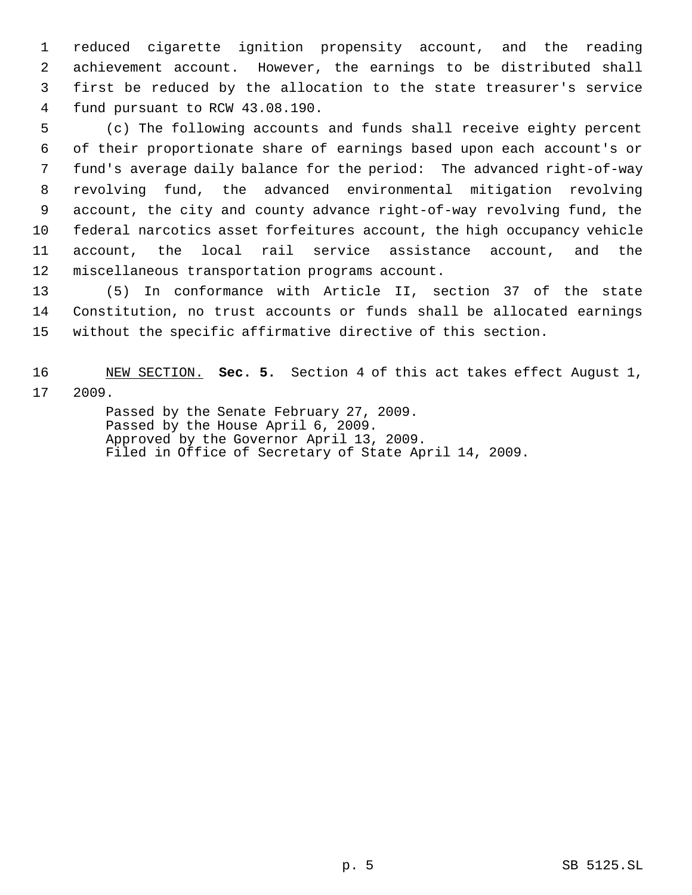reduced cigarette ignition propensity account, and the reading achievement account. However, the earnings to be distributed shall first be reduced by the allocation to the state treasurer's service fund pursuant to RCW 43.08.190.

(c) The following accounts and funds shall receive eighty percent of their proportionate share of earnings based upon each account's or fund's average daily balance for the period: The advanced right-of-way revolving fund, the advanced environmental mitigation revolving account, the city and county advance right-of-way revolving fund, the federal narcotics asset forfeitures account, the high occupancy vehicle account, the local rail service assistance account, and the miscellaneous transportation programs account.

(5) In conformance with Article II, section 37 of the state Constitution, no trust accounts or funds shall be allocated earnings without the specific affirmative directive of this section.

NEW SECTION. **Sec. 5.** Section 4 of this act takes effect August 1, 2009.

Passed by the Senate February 27, 2009.
Passed by the House April 6, 2009.
Approved by the Governor April 13, 2009.
Filed in Office of Secretary of State April 14, 2009.